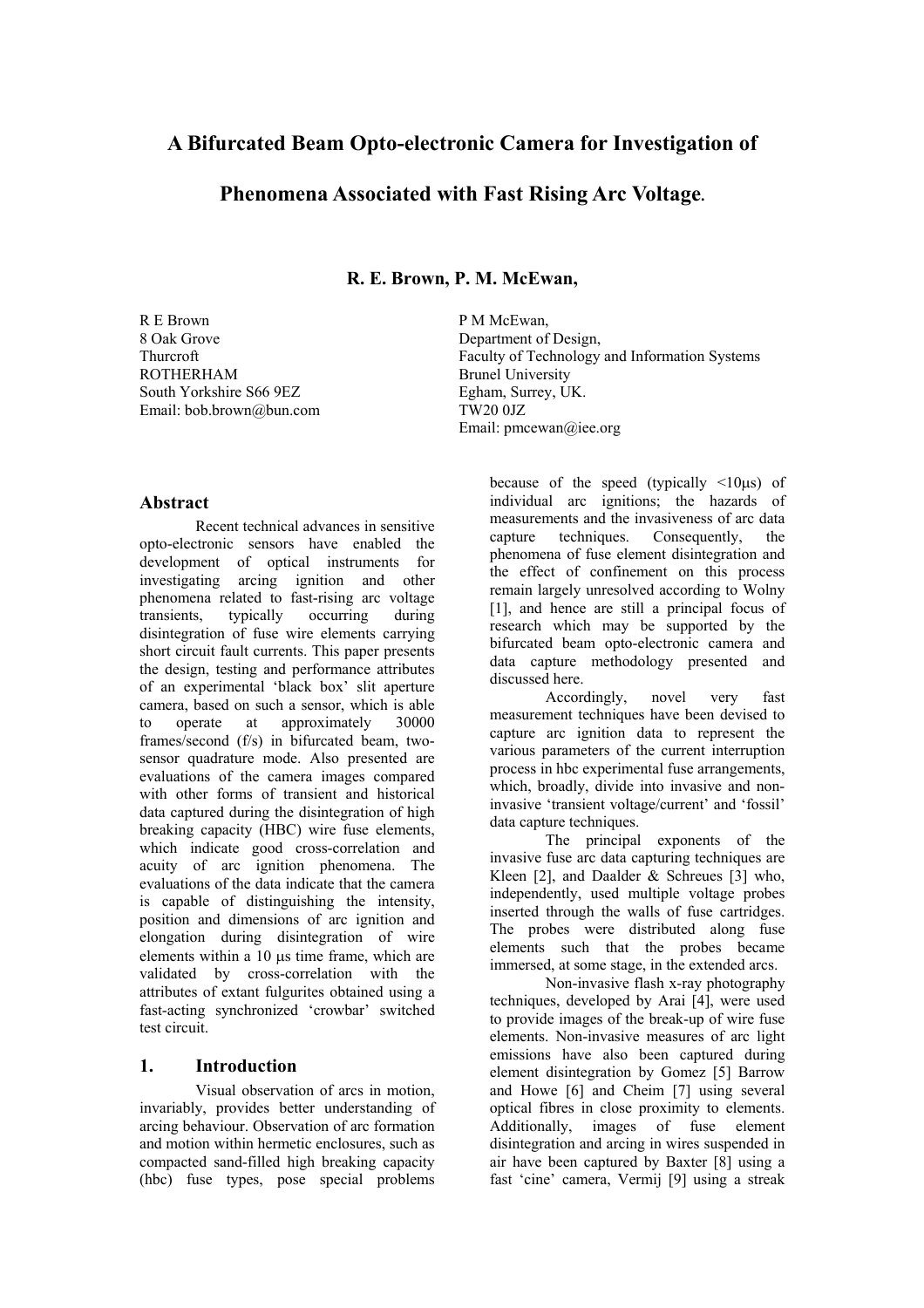# A Bifurcated Beam Opto-electronic Camera for Investigation of Phenomena Associated with Fast Rising Arc Voltage.

**R. E. Brown, P. M. McEwan,**

R E Brown
8 Oak Grove
Thurcroft
ROTHERHAM
South Yorkshire S66 9EZ
Email: bob.brown@bun.com

P M McEwan,
Department of Design,
Faculty of Technology and Information Systems
Brunel University
Egham, Surrey, UK.
TW20 0JZ
Email: pmcewan@iee.org

## Abstract

Recent technical advances in sensitive opto-electronic sensors have enabled the development of optical instruments for investigating arcing ignition and other phenomena related to fast-rising arc voltage transients, typically occurring during disintegration of fuse wire elements carrying short circuit fault currents. This paper presents the design, testing and performance attributes of an experimental 'black box' slit aperture camera, based on such a sensor, which is able to operate at approximately 30000 frames/second (f/s) in bifurcated beam, two-sensor quadrature mode. Also presented are evaluations of the camera images compared with other forms of transient and historical data captured during the disintegration of high breaking capacity (HBC) wire fuse elements, which indicate good cross-correlation and acuity of arc ignition phenomena. The evaluations of the data indicate that the camera is capable of distinguishing the intensity, position and dimensions of arc ignition and elongation during disintegration of wire elements within a 10 μs time frame, which are validated by cross-correlation with the attributes of extant fulgurites obtained using a fast-acting synchronized 'crowbar' switched test circuit.

## 1. Introduction

Visual observation of arcs in motion, invariably, provides better understanding of arcing behaviour. Observation of arc formation and motion within hermetic enclosures, such as compacted sand-filled high breaking capacity (hbc) fuse types, pose special problems because of the speed (typically <10μs) of individual arc ignitions; the hazards of measurements and the invasiveness of arc data capture techniques. Consequently, the phenomena of fuse element disintegration and the effect of confinement on this process remain largely unresolved according to Wolny [1], and hence are still a principal focus of research which may be supported by the bifurcated beam opto-electronic camera and data capture methodology presented and discussed here.

Accordingly, novel very fast measurement techniques have been devised to capture arc ignition data to represent the various parameters of the current interruption process in hbc experimental fuse arrangements, which, broadly, divide into invasive and non-invasive 'transient voltage/current' and 'fossil' data capture techniques.

The principal exponents of the invasive fuse arc data capturing techniques are Kleen [2], and Daalder & Schreues [3] who, independently, used multiple voltage probes inserted through the walls of fuse cartridges. The probes were distributed along fuse elements such that the probes became immersed, at some stage, in the extended arcs.

Non-invasive flash x-ray photography techniques, developed by Arai [4], were used to provide images of the break-up of wire fuse elements. Non-invasive measures of arc light emissions have also been captured during element disintegration by Gomez [5] Barrow and Howe [6] and Cheim [7] using several optical fibres in close proximity to elements. Additionally, images of fuse element disintegration and arcing in wires suspended in air have been captured by Baxter [8] using a fast 'cine' camera, Vermij [9] using a streak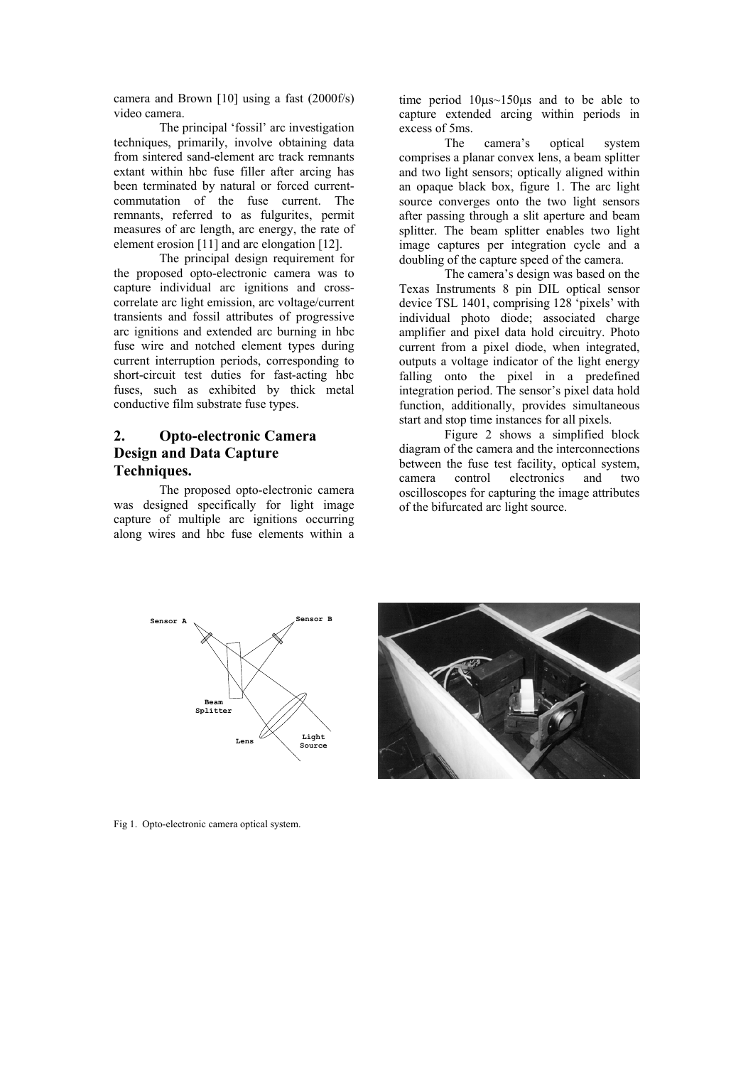camera and Brown [10] using a fast (2000f/s) video camera.

The principal 'fossil' arc investigation techniques, primarily, involve obtaining data from sintered sand-element arc track remnants extant within hbc fuse filler after arcing has been terminated by natural or forced current-commutation of the fuse current. The remnants, referred to as fulgurites, permit measures of arc length, arc energy, the rate of element erosion [11] and arc elongation [12].

The principal design requirement for the proposed opto-electronic camera was to capture individual arc ignitions and cross-correlate arc light emission, arc voltage/current transients and fossil attributes of progressive arc ignitions and extended arc burning in hbc fuse wire and notched element types during current interruption periods, corresponding to short-circuit test duties for fast-acting hbc fuses, such as exhibited by thick metal conductive film substrate fuse types.

## 2. Opto-electronic Camera Design and Data Capture Techniques.

The proposed opto-electronic camera was designed specifically for light image capture of multiple arc ignitions occurring along wires and hbc fuse elements within a time period 10μs~150μs and to be able to capture extended arcing within periods in excess of 5ms.

The camera's optical system comprises a planar convex lens, a beam splitter and two light sensors; optically aligned within an opaque black box, figure 1. The arc light source converges onto the two light sensors after passing through a slit aperture and beam splitter. The beam splitter enables two light image captures per integration cycle and a doubling of the capture speed of the camera.

The camera's design was based on the Texas Instruments 8 pin DIL optical sensor device TSL 1401, comprising 128 'pixels' with individual photo diode; associated charge amplifier and pixel data hold circuitry. Photo current from a pixel diode, when integrated, outputs a voltage indicator of the light energy falling onto the pixel in a predefined integration period. The sensor's pixel data hold function, additionally, provides simultaneous start and stop time instances for all pixels.

Figure 2 shows a simplified block diagram of the camera and the interconnections between the fuse test facility, optical system, camera control electronics and two oscilloscopes for capturing the image attributes of the bifurcated arc light source.

Sensor A

Sensor B

Beam Splitter

Lens

Light Source

Fig 1. Opto-electronic camera optical system.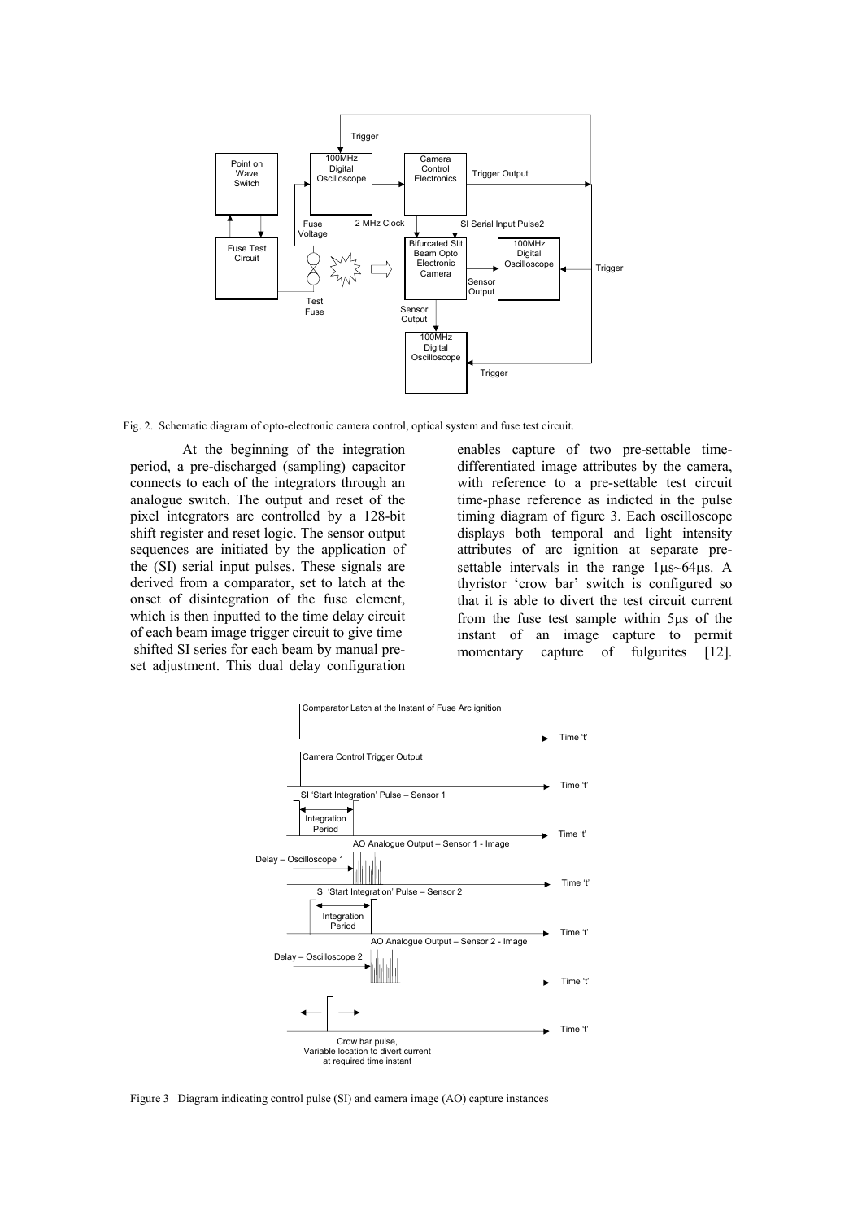Fig. 2. Schematic diagram of opto-electronic camera control, optical system and fuse test circuit.

At the beginning of the integration period, a pre-discharged (sampling) capacitor connects to each of the integrators through an analogue switch. The output and reset of the pixel integrators are controlled by a 128-bit shift register and reset logic. The sensor output sequences are initiated by the application of the (SI) serial input pulses. These signals are derived from a comparator, set to latch at the onset of disintegration of the fuse element, which is then inputted to the time delay circuit of each beam image trigger circuit to give time shifted SI series for each beam by manual pre-set adjustment. This dual delay configuration enables capture of two pre-settable time-differentiated image attributes by the camera, with reference to a pre-settable test circuit time-phase reference as indicted in the pulse timing diagram of figure 3. Each oscilloscope displays both temporal and light intensity attributes of arc ignition at separate pre-settable intervals in the range 1μs~64μs. A thyristor 'crow bar' switch is configured so that it is able to divert the test circuit current from the fuse test sample within 5μs of the instant of an image capture to permit momentary capture of fulgurites [12].

Figure 3 Diagram indicating control pulse (SI) and camera image (AO) capture instances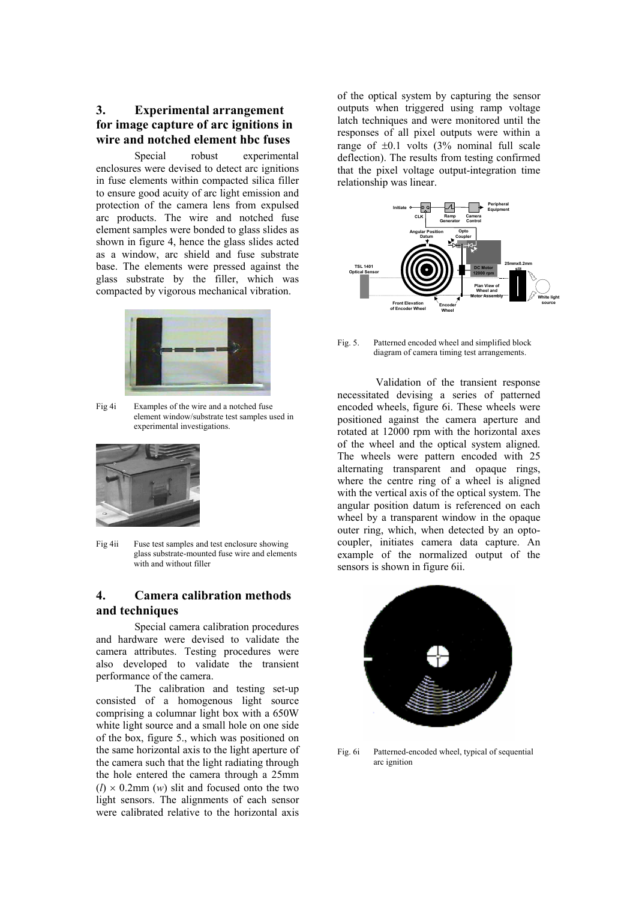## 3. Experimental arrangement for image capture of arc ignitions in wire and notched element hbc fuses

Special robust experimental enclosures were devised to detect arc ignitions in fuse elements within compacted silica filler to ensure good acuity of arc light emission and protection of the camera lens from expulsed arc products. The wire and notched fuse element samples were bonded to glass slides as shown in figure 4, hence the glass slides acted as a window, arc shield and fuse substrate base. The elements were pressed against the glass substrate by the filler, which was compacted by vigorous mechanical vibration.

Fig 4i Examples of the wire and a notched fuse element window/substrate test samples used in experimental investigations.

Fig 4ii Fuse test samples and test enclosure showing glass substrate-mounted fuse wire and elements with and without filler

## 4. Camera calibration methods and techniques

Special camera calibration procedures and hardware were devised to validate the camera attributes. Testing procedures were also developed to validate the transient performance of the camera.

The calibration and testing set-up consisted of a homogenous light source comprising a columnar light box with a 650W white light source and a small hole on one side of the box, figure 5., which was positioned on the same horizontal axis to the light aperture of the camera such that the light radiating through the hole entered the camera through a 25mm ($l$) $\times$ 0.2mm ($w$) slit and focused onto the two light sensors. The alignments of each sensor were calibrated relative to the horizontal axis of the optical system by capturing the sensor outputs when triggered using ramp voltage latch techniques and were monitored until the responses of all pixel outputs were within a range of $\pm$0.1 volts (3% nominal full scale deflection). The results from testing confirmed that the pixel voltage output-integration time relationship was linear.

Fig. 5. Patterned encoded wheel and simplified block diagram of camera timing test arrangements.

Validation of the transient response necessitated devising a series of patterned encoded wheels, figure 6i. These wheels were positioned against the camera aperture and rotated at 12000 rpm with the horizontal axes of the wheel and the optical system aligned. The wheels were pattern encoded with 25 alternating transparent and opaque rings, where the centre ring of a wheel is aligned with the vertical axis of the optical system. The angular position datum is referenced on each wheel by a transparent window in the opaque outer ring, which, when detected by an opto-coupler, initiates camera data capture. An example of the normalized output of the sensors is shown in figure 6ii.

Fig. 6i Patterned-encoded wheel, typical of sequential arc ignition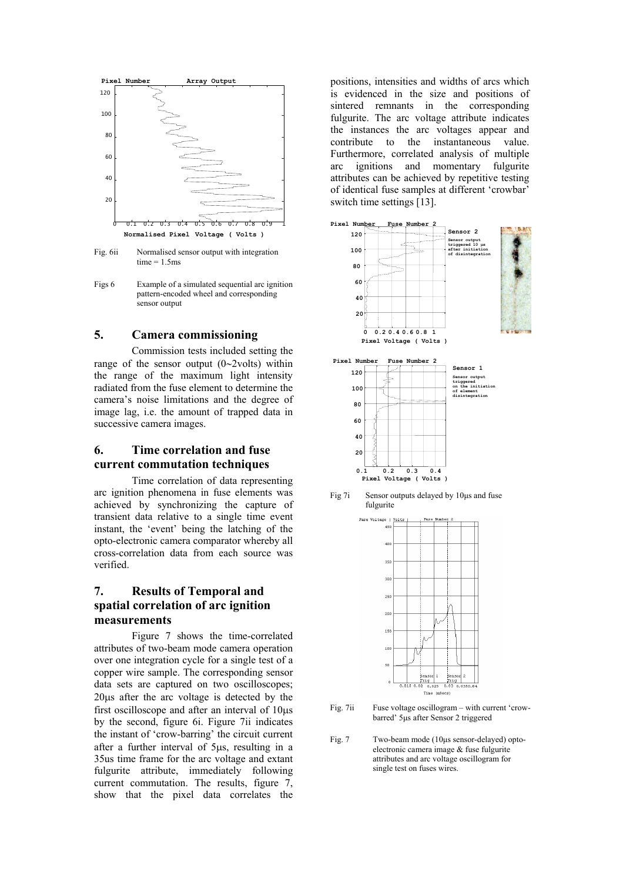Fig. 6ii Normalised sensor output with integration time = 1.5ms

Figs 6 Example of a simulated sequential arc ignition pattern-encoded wheel and corresponding sensor output

## 5. Camera commissioning

Commission tests included setting the range of the sensor output (0~2volts) within the range of the maximum light intensity radiated from the fuse element to determine the camera's noise limitations and the degree of image lag, i.e. the amount of trapped data in successive camera images.

## 6. Time correlation and fuse current commutation techniques

Time correlation of data representing arc ignition phenomena in fuse elements was achieved by synchronizing the capture of transient data relative to a single time event instant, the 'event' being the latching of the opto-electronic camera comparator whereby all cross-correlation data from each source was verified.

## 7. Results of Temporal and spatial correlation of arc ignition measurements

Figure 7 shows the time-correlated attributes of two-beam mode camera operation over one integration cycle for a single test of a copper wire sample. The corresponding sensor data sets are captured on two oscilloscopes; 20μs after the arc voltage is detected by the first oscilloscope and after an interval of 10μs by the second, figure 6i. Figure 7ii indicates the instant of 'crow-barring' the circuit current after a further interval of 5μs, resulting in a 35us time frame for the arc voltage and extant fulgurite attribute, immediately following current commutation. The results, figure 7, show that the pixel data correlates the positions, intensities and widths of arcs which is evidenced in the size and positions of sintered remnants in the corresponding fulgurite. The arc voltage attribute indicates the instances the arc voltages appear and contribute to the instantaneous value. Furthermore, correlated analysis of multiple arc ignitions and momentary fulgurite attributes can be achieved by repetitive testing of identical fuse samples at different 'crowbar' switch time settings [13].

Fig 7i Sensor outputs delayed by 10μs and fuse fulgurite

Fig. 7ii Fuse voltage oscillogram – with current 'crow-barred' 5μs after Sensor 2 triggered

Fig. 7 Two-beam mode (10μs sensor-delayed) opto-electronic camera image & fuse fulgurite attributes and arc voltage oscillogram for single test on fuses wires.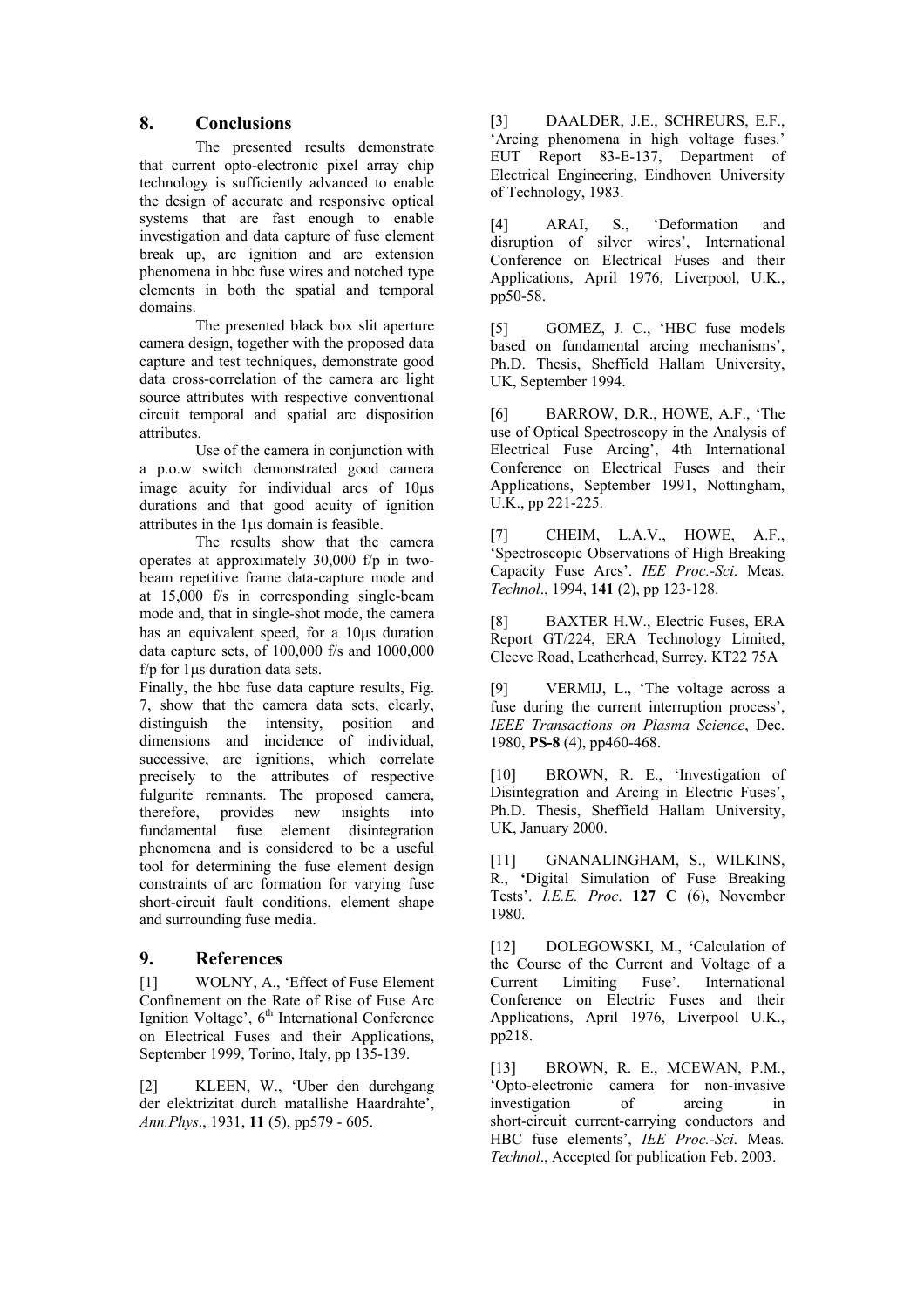## 8. Conclusions

The presented results demonstrate that current opto-electronic pixel array chip technology is sufficiently advanced to enable the design of accurate and responsive optical systems that are fast enough to enable investigation and data capture of fuse element break up, arc ignition and arc extension phenomena in hbc fuse wires and notched type elements in both the spatial and temporal domains.

The presented black box slit aperture camera design, together with the proposed data capture and test techniques, demonstrate good data cross-correlation of the camera arc light source attributes with respective conventional circuit temporal and spatial arc disposition attributes.

Use of the camera in conjunction with a p.o.w switch demonstrated good camera image acuity for individual arcs of 10μs durations and that good acuity of ignition attributes in the 1μs domain is feasible.

The results show that the camera operates at approximately 30,000 f/p in two-beam repetitive frame data-capture mode and at 15,000 f/s in corresponding single-beam mode and, that in single-shot mode, the camera has an equivalent speed, for a 10μs duration data capture sets, of 100,000 f/s and 1000,000 f/p for 1μs duration data sets.

Finally, the hbc fuse data capture results, Fig. 7, show that the camera data sets, clearly, distinguish the intensity, position and dimensions and incidence of individual, successive, arc ignitions, which correlate precisely to the attributes of respective fulgurite remnants. The proposed camera, therefore, provides new insights into fundamental fuse element disintegration phenomena and is considered to be a useful tool for determining the fuse element design constraints of arc formation for varying fuse short-circuit fault conditions, element shape and surrounding fuse media.

## 9. References

[1] WOLNY, A., 'Effect of Fuse Element Confinement on the Rate of Rise of Fuse Arc Ignition Voltage', 6th International Conference on Electrical Fuses and their Applications, September 1999, Torino, Italy, pp 135-139.

[2] KLEEN, W., 'Uber den durchgang der elektrizitat durch matallishe Haardrahte', *Ann.Phys*., 1931, **11** (5), pp579 - 605.

[3] DAALDER, J.E., SCHREURS, E.F., 'Arcing phenomena in high voltage fuses.' EUT Report 83-E-137, Department of Electrical Engineering, Eindhoven University of Technology, 1983.

[4] ARAI, S., 'Deformation and disruption of silver wires', International Conference on Electrical Fuses and their Applications, April 1976, Liverpool, U.K., pp50-58.

[5] GOMEZ, J. C., 'HBC fuse models based on fundamental arcing mechanisms', Ph.D. Thesis, Sheffield Hallam University, UK, September 1994.

[6] BARROW, D.R., HOWE, A.F., 'The use of Optical Spectroscopy in the Analysis of Electrical Fuse Arcing', 4th International Conference on Electrical Fuses and their Applications, September 1991, Nottingham, U.K., pp 221-225.

[7] CHEIM, L.A.V., HOWE, A.F., 'Spectroscopic Observations of High Breaking Capacity Fuse Arcs'. *IEE Proc.-Sci*. *Meas. Technol*., 1994, **141** (2), pp 123-128.

[8] BAXTER H.W., Electric Fuses, ERA Report GT/224, ERA Technology Limited, Cleeve Road, Leatherhead, Surrey. KT22 75A

[9] VERMIJ, L., 'The voltage across a fuse during the current interruption process', *IEEE Transactions on Plasma Science*, Dec. 1980, **PS-8** (4), pp460-468.

[10] BROWN, R. E., 'Investigation of Disintegration and Arcing in Electric Fuses', Ph.D. Thesis, Sheffield Hallam University, UK, January 2000.

[11] GNANALINGHAM, S., WILKINS, R., 'Digital Simulation of Fuse Breaking Tests'. *I.E.E. Proc*. **127 C** (6), November 1980.

[12] DOLEGOWSKI, M., 'Calculation of the Course of the Current and Voltage of a Current Limiting Fuse'. International Conference on Electric Fuses and their Applications, April 1976, Liverpool U.K., pp218.

[13] BROWN, R. E., MCEWAN, P.M., 'Opto-electronic camera for non-invasive investigation of arcing in short-circuit current-carrying conductors and HBC fuse elements', *IEE Proc.-Sci*. *Meas. Technol*., Accepted for publication Feb. 2003.